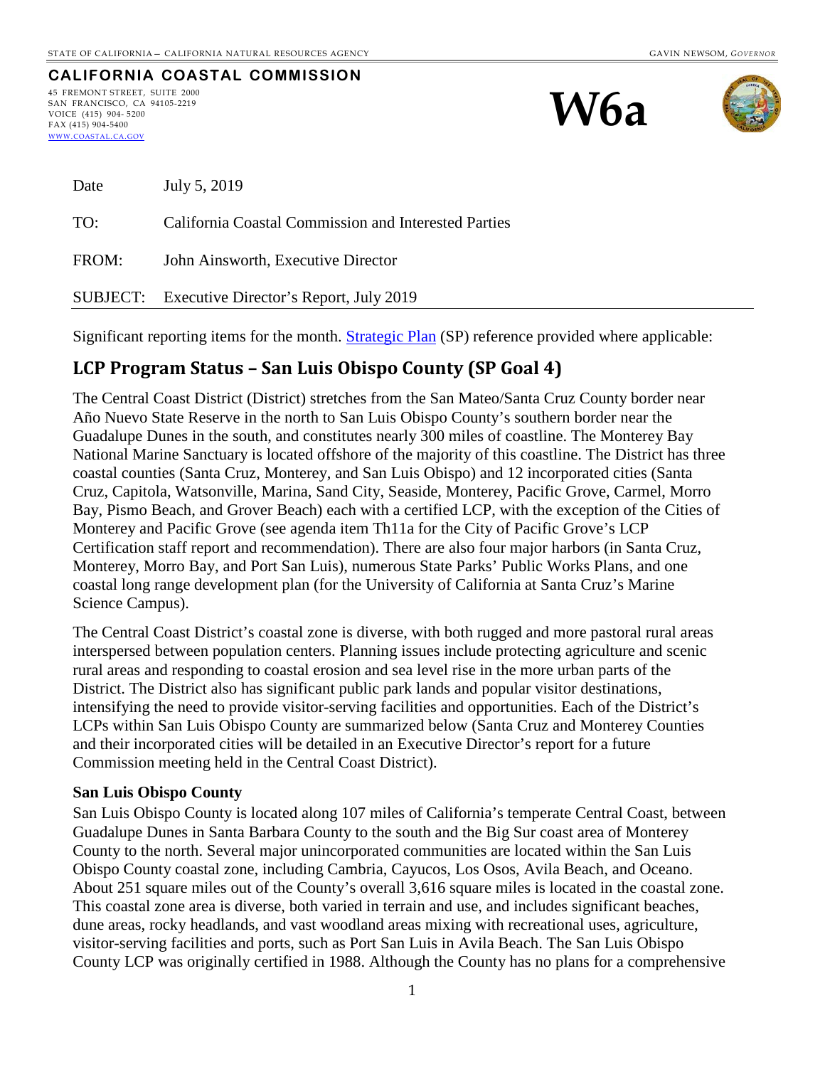STATE OF CALIFORNIA – CALIFORNIA NATURAL RESOURCES AGENCY GAVIN NEWSOM, *GOVERNOR*

**CALIFORNIA COASTAL COMMISSION**

45 FREMONT STREET, SUITE 2000
SAN FRANCISCO, CA 94105-2219
VOICE (415) 904- 5200
FAX (415) 904-5400
WWW.COASTAL.CA.GOV

# W6a

| | |
|---|---|
| Date | July 5, 2019 |
| TO: | California Coastal Commission and Interested Parties |
| FROM: | John Ainsworth, Executive Director |
| SUBJECT: | Executive Director's Report, July 2019 |

Significant reporting items for the month. Strategic Plan (SP) reference provided where applicable:

## LCP Program Status – San Luis Obispo County (SP Goal 4)

The Central Coast District (District) stretches from the San Mateo/Santa Cruz County border near Año Nuevo State Reserve in the north to San Luis Obispo County's southern border near the Guadalupe Dunes in the south, and constitutes nearly 300 miles of coastline. The Monterey Bay National Marine Sanctuary is located offshore of the majority of this coastline. The District has three coastal counties (Santa Cruz, Monterey, and San Luis Obispo) and 12 incorporated cities (Santa Cruz, Capitola, Watsonville, Marina, Sand City, Seaside, Monterey, Pacific Grove, Carmel, Morro Bay, Pismo Beach, and Grover Beach) each with a certified LCP, with the exception of the Cities of Monterey and Pacific Grove (see agenda item Th11a for the City of Pacific Grove's LCP Certification staff report and recommendation). There are also four major harbors (in Santa Cruz, Monterey, Morro Bay, and Port San Luis), numerous State Parks' Public Works Plans, and one coastal long range development plan (for the University of California at Santa Cruz's Marine Science Campus).

The Central Coast District's coastal zone is diverse, with both rugged and more pastoral rural areas interspersed between population centers. Planning issues include protecting agriculture and scenic rural areas and responding to coastal erosion and sea level rise in the more urban parts of the District. The District also has significant public park lands and popular visitor destinations, intensifying the need to provide visitor-serving facilities and opportunities. Each of the District's LCPs within San Luis Obispo County are summarized below (Santa Cruz and Monterey Counties and their incorporated cities will be detailed in an Executive Director's report for a future Commission meeting held in the Central Coast District).

**San Luis Obispo County**

San Luis Obispo County is located along 107 miles of California's temperate Central Coast, between Guadalupe Dunes in Santa Barbara County to the south and the Big Sur coast area of Monterey County to the north. Several major unincorporated communities are located within the San Luis Obispo County coastal zone, including Cambria, Cayucos, Los Osos, Avila Beach, and Oceano. About 251 square miles out of the County's overall 3,616 square miles is located in the coastal zone. This coastal zone area is diverse, both varied in terrain and use, and includes significant beaches, dune areas, rocky headlands, and vast woodland areas mixing with recreational uses, agriculture, visitor-serving facilities and ports, such as Port San Luis in Avila Beach. The San Luis Obispo County LCP was originally certified in 1988. Although the County has no plans for a comprehensive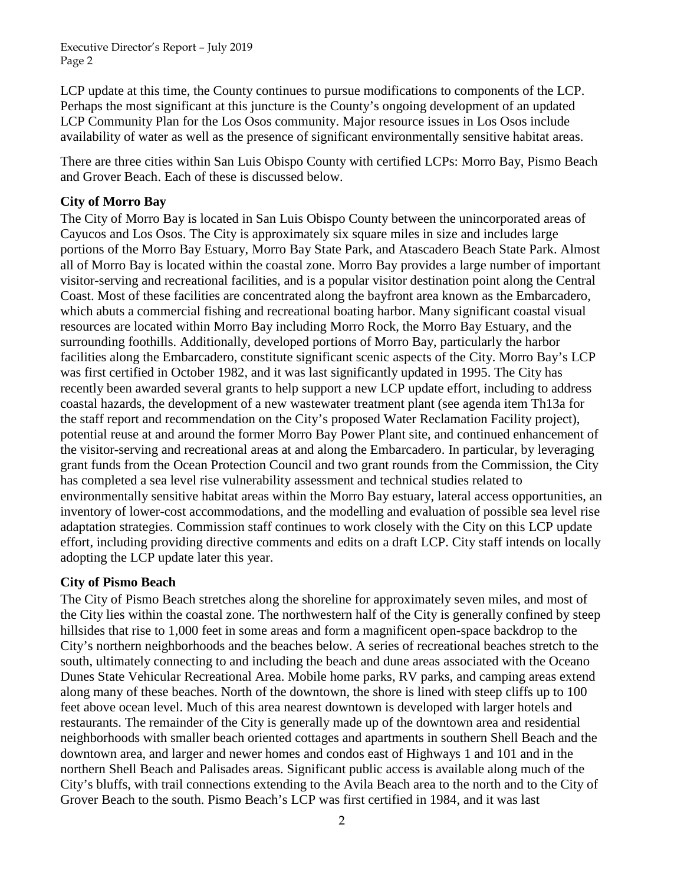LCP update at this time, the County continues to pursue modifications to components of the LCP. Perhaps the most significant at this juncture is the County's ongoing development of an updated LCP Community Plan for the Los Osos community. Major resource issues in Los Osos include availability of water as well as the presence of significant environmentally sensitive habitat areas.

There are three cities within San Luis Obispo County with certified LCPs: Morro Bay, Pismo Beach and Grover Beach. Each of these is discussed below.

**City of Morro Bay**

The City of Morro Bay is located in San Luis Obispo County between the unincorporated areas of Cayucos and Los Osos. The City is approximately six square miles in size and includes large portions of the Morro Bay Estuary, Morro Bay State Park, and Atascadero Beach State Park. Almost all of Morro Bay is located within the coastal zone. Morro Bay provides a large number of important visitor-serving and recreational facilities, and is a popular visitor destination point along the Central Coast. Most of these facilities are concentrated along the bayfront area known as the Embarcadero, which abuts a commercial fishing and recreational boating harbor. Many significant coastal visual resources are located within Morro Bay including Morro Rock, the Morro Bay Estuary, and the surrounding foothills. Additionally, developed portions of Morro Bay, particularly the harbor facilities along the Embarcadero, constitute significant scenic aspects of the City. Morro Bay's LCP was first certified in October 1982, and it was last significantly updated in 1995. The City has recently been awarded several grants to help support a new LCP update effort, including to address coastal hazards, the development of a new wastewater treatment plant (see agenda item Th13a for the staff report and recommendation on the City's proposed Water Reclamation Facility project), potential reuse at and around the former Morro Bay Power Plant site, and continued enhancement of the visitor-serving and recreational areas at and along the Embarcadero. In particular, by leveraging grant funds from the Ocean Protection Council and two grant rounds from the Commission, the City has completed a sea level rise vulnerability assessment and technical studies related to environmentally sensitive habitat areas within the Morro Bay estuary, lateral access opportunities, an inventory of lower-cost accommodations, and the modelling and evaluation of possible sea level rise adaptation strategies. Commission staff continues to work closely with the City on this LCP update effort, including providing directive comments and edits on a draft LCP. City staff intends on locally adopting the LCP update later this year.

**City of Pismo Beach**

The City of Pismo Beach stretches along the shoreline for approximately seven miles, and most of the City lies within the coastal zone. The northwestern half of the City is generally confined by steep hillsides that rise to 1,000 feet in some areas and form a magnificent open-space backdrop to the City's northern neighborhoods and the beaches below. A series of recreational beaches stretch to the south, ultimately connecting to and including the beach and dune areas associated with the Oceano Dunes State Vehicular Recreational Area. Mobile home parks, RV parks, and camping areas extend along many of these beaches. North of the downtown, the shore is lined with steep cliffs up to 100 feet above ocean level. Much of this area nearest downtown is developed with larger hotels and restaurants. The remainder of the City is generally made up of the downtown area and residential neighborhoods with smaller beach oriented cottages and apartments in southern Shell Beach and the downtown area, and larger and newer homes and condos east of Highways 1 and 101 and in the northern Shell Beach and Palisades areas. Significant public access is available along much of the City's bluffs, with trail connections extending to the Avila Beach area to the north and to the City of Grover Beach to the south. Pismo Beach's LCP was first certified in 1984, and it was last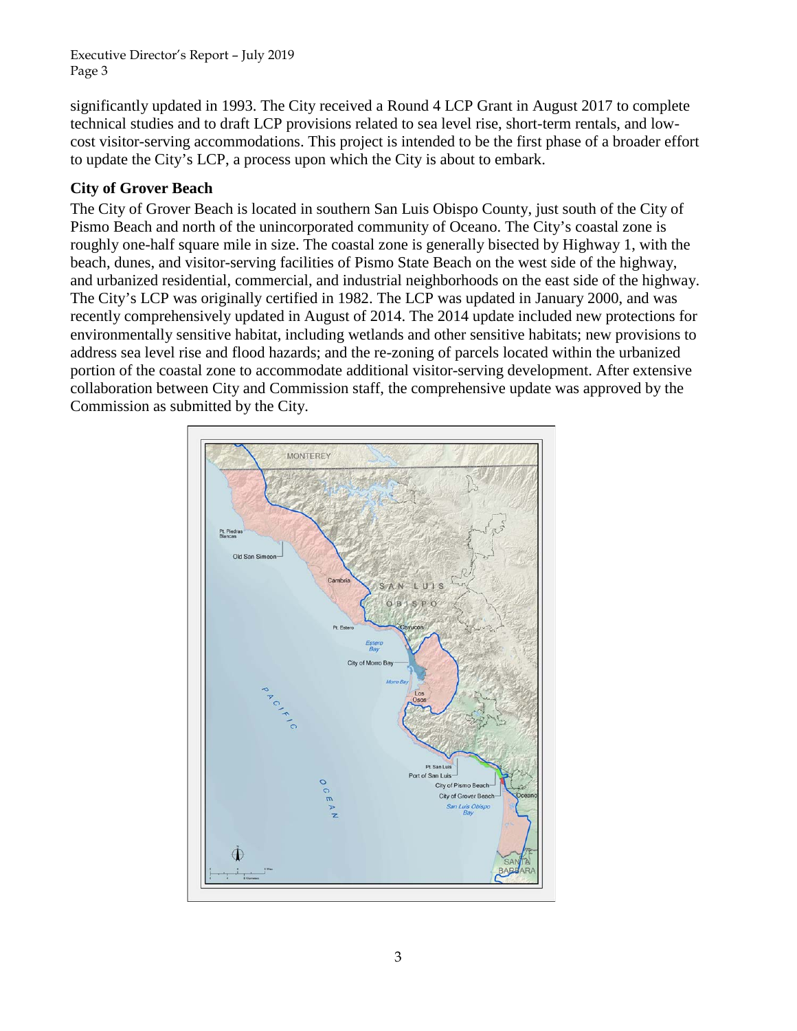significantly updated in 1993. The City received a Round 4 LCP Grant in August 2017 to complete technical studies and to draft LCP provisions related to sea level rise, short-term rentals, and low-cost visitor-serving accommodations. This project is intended to be the first phase of a broader effort to update the City's LCP, a process upon which the City is about to embark.

**City of Grover Beach**

The City of Grover Beach is located in southern San Luis Obispo County, just south of the City of Pismo Beach and north of the unincorporated community of Oceano. The City's coastal zone is roughly one-half square mile in size. The coastal zone is generally bisected by Highway 1, with the beach, dunes, and visitor-serving facilities of Pismo State Beach on the west side of the highway, and urbanized residential, commercial, and industrial neighborhoods on the east side of the highway. The City's LCP was originally certified in 1982. The LCP was updated in January 2000, and was recently comprehensively updated in August of 2014. The 2014 update included new protections for environmentally sensitive habitat, including wetlands and other sensitive habitats; new provisions to address sea level rise and flood hazards; and the re-zoning of parcels located within the urbanized portion of the coastal zone to accommodate additional visitor-serving development. After extensive collaboration between City and Commission staff, the comprehensive update was approved by the Commission as submitted by the City.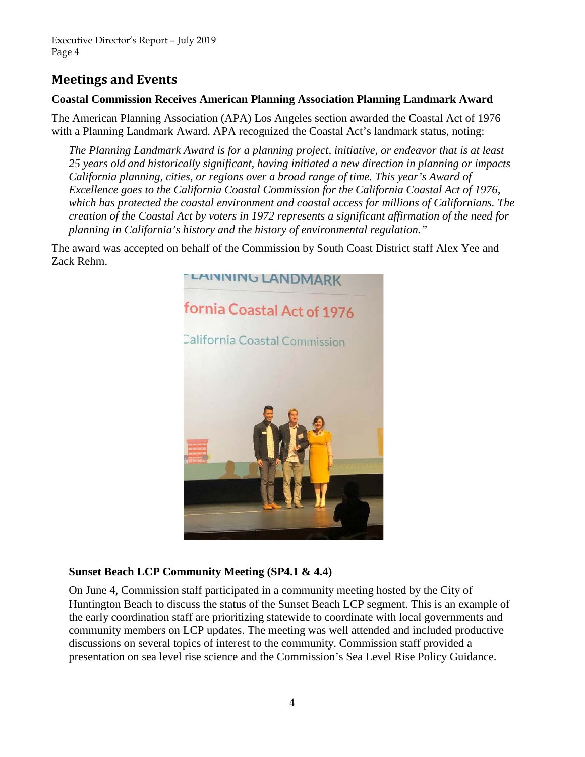## Meetings and Events

### Coastal Commission Receives American Planning Association Planning Landmark Award

The American Planning Association (APA) Los Angeles section awarded the Coastal Act of 1976 with a Planning Landmark Award. APA recognized the Coastal Act's landmark status, noting:

> *The Planning Landmark Award is for a planning project, initiative, or endeavor that is at least 25 years old and historically significant, having initiated a new direction in planning or impacts California planning, cities, or regions over a broad range of time. This year's Award of Excellence goes to the California Coastal Commission for the California Coastal Act of 1976, which has protected the coastal environment and coastal access for millions of Californians. The creation of the Coastal Act by voters in 1972 represents a significant affirmation of the need for planning in California's history and the history of environmental regulation."*

The award was accepted on behalf of the Commission by South Coast District staff Alex Yee and Zack Rehm.

### Sunset Beach LCP Community Meeting (SP4.1 & 4.4)

On June 4, Commission staff participated in a community meeting hosted by the City of Huntington Beach to discuss the status of the Sunset Beach LCP segment. This is an example of the early coordination staff are prioritizing statewide to coordinate with local governments and community members on LCP updates. The meeting was well attended and included productive discussions on several topics of interest to the community. Commission staff provided a presentation on sea level rise science and the Commission's Sea Level Rise Policy Guidance.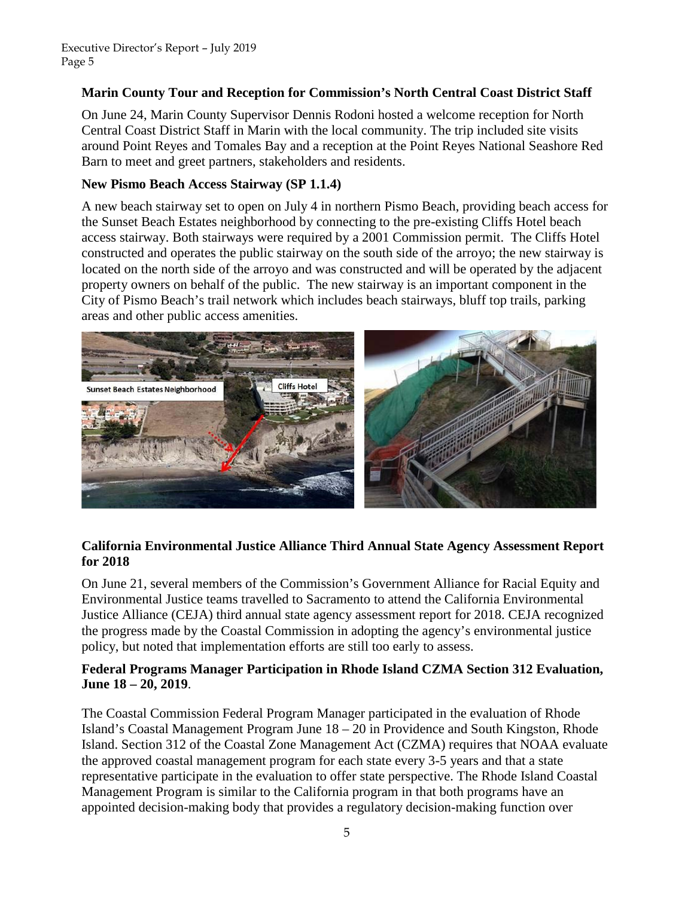### Marin County Tour and Reception for Commission's North Central Coast District Staff

On June 24, Marin County Supervisor Dennis Rodoni hosted a welcome reception for North Central Coast District Staff in Marin with the local community. The trip included site visits around Point Reyes and Tomales Bay and a reception at the Point Reyes National Seashore Red Barn to meet and greet partners, stakeholders and residents.

### New Pismo Beach Access Stairway (SP 1.1.4)

A new beach stairway set to open on July 4 in northern Pismo Beach, providing beach access for the Sunset Beach Estates neighborhood by connecting to the pre-existing Cliffs Hotel beach access stairway. Both stairways were required by a 2001 Commission permit. The Cliffs Hotel constructed and operates the public stairway on the south side of the arroyo; the new stairway is located on the north side of the arroyo and was constructed and will be operated by the adjacent property owners on behalf of the public. The new stairway is an important component in the City of Pismo Beach's trail network which includes beach stairways, bluff top trails, parking areas and other public access amenities.

### California Environmental Justice Alliance Third Annual State Agency Assessment Report for 2018

On June 21, several members of the Commission's Government Alliance for Racial Equity and Environmental Justice teams travelled to Sacramento to attend the California Environmental Justice Alliance (CEJA) third annual state agency assessment report for 2018. CEJA recognized the progress made by the Coastal Commission in adopting the agency's environmental justice policy, but noted that implementation efforts are still too early to assess.

### Federal Programs Manager Participation in Rhode Island CZMA Section 312 Evaluation, June 18 – 20, 2019.

The Coastal Commission Federal Program Manager participated in the evaluation of Rhode Island's Coastal Management Program June 18 – 20 in Providence and South Kingston, Rhode Island. Section 312 of the Coastal Zone Management Act (CZMA) requires that NOAA evaluate the approved coastal management program for each state every 3-5 years and that a state representative participate in the evaluation to offer state perspective. The Rhode Island Coastal Management Program is similar to the California program in that both programs have an appointed decision-making body that provides a regulatory decision-making function over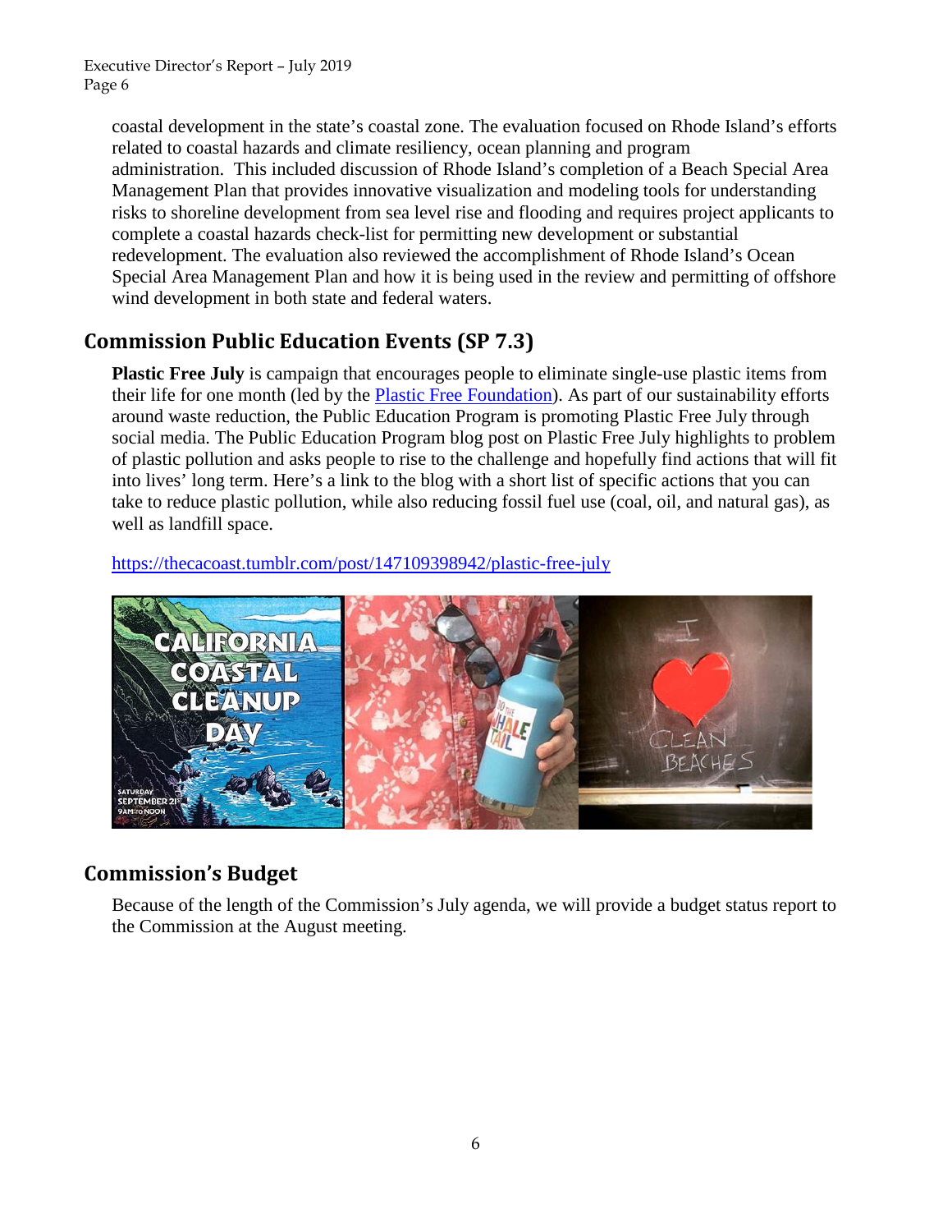coastal development in the state's coastal zone. The evaluation focused on Rhode Island's efforts related to coastal hazards and climate resiliency, ocean planning and program administration. This included discussion of Rhode Island's completion of a Beach Special Area Management Plan that provides innovative visualization and modeling tools for understanding risks to shoreline development from sea level rise and flooding and requires project applicants to complete a coastal hazards check-list for permitting new development or substantial redevelopment. The evaluation also reviewed the accomplishment of Rhode Island's Ocean Special Area Management Plan and how it is being used in the review and permitting of offshore wind development in both state and federal waters.

## Commission Public Education Events (SP 7.3)

**Plastic Free July** is campaign that encourages people to eliminate single-use plastic items from their life for one month (led by the [Plastic Free Foundation](#)). As part of our sustainability efforts around waste reduction, the Public Education Program is promoting Plastic Free July through social media. The Public Education Program blog post on Plastic Free July highlights to problem of plastic pollution and asks people to rise to the challenge and hopefully find actions that will fit into lives' long term. Here's a link to the blog with a short list of specific actions that you can take to reduce plastic pollution, while also reducing fossil fuel use (coal, oil, and natural gas), as well as landfill space.

https://thecacoast.tumblr.com/post/147109398942/plastic-free-july

## Commission's Budget

Because of the length of the Commission's July agenda, we will provide a budget status report to the Commission at the August meeting.